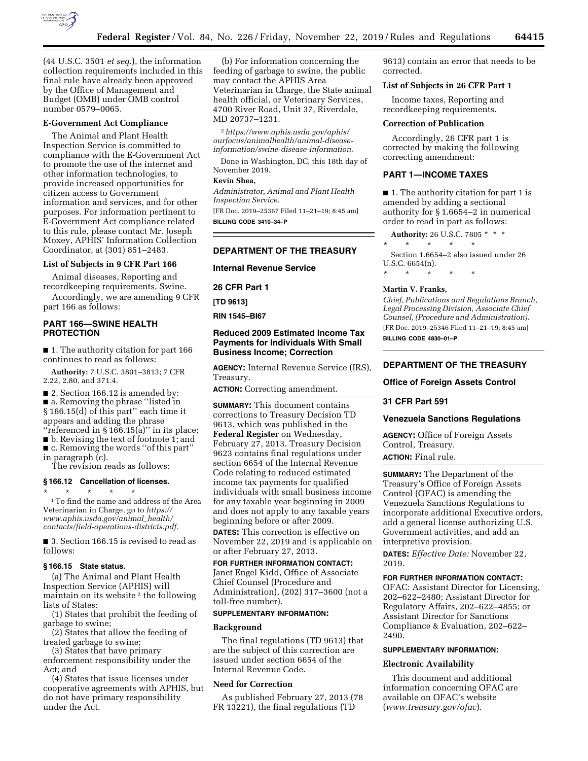(44 U.S.C. 3501 *et seq.*), the information collection requirements included in this final rule have already been approved by the Office of Management and Budget (OMB) under OMB control number 0579–0065.

**E-Government Act Compliance**

The Animal and Plant Health Inspection Service is committed to compliance with the E-Government Act to promote the use of the internet and other information technologies, to provide increased opportunities for citizen access to Government information and services, and for other purposes. For information pertinent to E-Government Act compliance related to this rule, please contact Mr. Joseph Moxey, APHIS' Information Collection Coordinator, at (301) 851–2483.

**List of Subjects in 9 CFR Part 166**

Animal diseases, Reporting and recordkeeping requirements, Swine.

Accordingly, we are amending 9 CFR part 166 as follows:

## PART 166—SWINE HEALTH PROTECTION

■ 1. The authority citation for part 166 continues to read as follows:

**Authority:** 7 U.S.C. 3801–3813; 7 CFR 2.22, 2.80, and 371.4.

■ 2. Section 166.12 is amended by:
■ a. Removing the phrase ''listed in § 166.15(d) of this part'' each time it appears and adding the phrase ''referenced in § 166.15(a)'' in its place;
■ b. Revising the text of footnote 1; and
■ c. Removing the words ''of this part'' in paragraph (c).

The revision reads as follows:

### § 166.12 Cancellation of licenses.

\* \* \* \* \*

[1] To find the name and address of the Area Veterinarian in Charge, go to *https://www.aphis.usda.gov/animal_health/contacts/field-operations-districts.pdf.*

■ 3. Section 166.15 is revised to read as follows:

### § 166.15 State status.

(a) The Animal and Plant Health Inspection Service (APHIS) will maintain on its website [2] the following lists of States:

(1) States that prohibit the feeding of garbage to swine;

(2) States that allow the feeding of treated garbage to swine;

(3) States that have primary enforcement responsibility under the Act; and

(4) States that issue licenses under cooperative agreements with APHIS, but do not have primary responsibility under the Act.

(b) For information concerning the feeding of garbage to swine, the public may contact the APHIS Area Veterinarian in Charge, the State animal health official, or Veterinary Services, 4700 River Road, Unit 37, Riverdale, MD 20737–1231.

[2] *https://www.aphis.usda.gov/aphis/ourfocus/animalhealth/animal-disease-information/swine-disease-information.*

Done in Washington, DC, this 18th day of November 2019.

**Kevin Shea,**

*Administrator, Animal and Plant Health Inspection Service.*

[FR Doc. 2019–25367 Filed 11–21–19; 8:45 am]

**BILLING CODE 3410–34–P**

---

## DEPARTMENT OF THE TREASURY

### Internal Revenue Service

### 26 CFR Part 1

**[TD 9613]**

**RIN 1545–BI67**

### Reduced 2009 Estimated Income Tax Payments for Individuals With Small Business Income; Correction

**AGENCY:** Internal Revenue Service (IRS), Treasury.

**ACTION:** Correcting amendment.

**SUMMARY:** This document contains corrections to Treasury Decision TD 9613, which was published in the **Federal Register** on Wednesday, February 27, 2013. Treasury Decision 9623 contains final regulations under section 6654 of the Internal Revenue Code relating to reduced estimated income tax payments for qualified individuals with small business income for any taxable year beginning in 2009 and does not apply to any taxable years beginning before or after 2009.

**DATES:** This correction is effective on November 22, 2019 and is applicable on or after February 27, 2013.

**FOR FURTHER INFORMATION CONTACT:** Janet Engel Kidd, Office of Associate Chief Counsel (Procedure and Administration), (202) 317–3600 (not a toll-free number).

**SUPPLEMENTARY INFORMATION:**

**Background**

The final regulations (TD 9613) that are the subject of this correction are issued under section 6654 of the Internal Revenue Code.

**Need for Correction**

As published February 27, 2013 (78 FR 13221), the final regulations (TD 9613) contain an error that needs to be corrected.

**List of Subjects in 26 CFR Part 1**

Income taxes, Reporting and recordkeeping requirements.

**Correction of Publication**

Accordingly, 26 CFR part 1 is corrected by making the following correcting amendment:

## PART 1—INCOME TAXES

■ 1. The authority citation for part 1 is amended by adding a sectional authority for § 1.6654–2 in numerical order to read in part as follows:

**Authority:** 26 U.S.C. 7805 \* \* \*

\* \* \* \* \*

Section 1.6654–2 also issued under 26 U.S.C. 6654(n).

\* \* \* \* \*

**Martin V. Franks,**

*Chief, Publications and Regulations Branch, Legal Processing Division, Associate Chief Counsel, (Procedure and Administration).*

[FR Doc. 2019–25346 Filed 11–21–19; 8:45 am]

**BILLING CODE 4830–01–P**

---

## DEPARTMENT OF THE TREASURY

### Office of Foreign Assets Control

### 31 CFR Part 591

### Venezuela Sanctions Regulations

**AGENCY:** Office of Foreign Assets Control, Treasury.

**ACTION:** Final rule.

**SUMMARY:** The Department of the Treasury's Office of Foreign Assets Control (OFAC) is amending the Venezuela Sanctions Regulations to incorporate additional Executive orders, add a general license authorizing U.S. Government activities, and add an interpretive provision.

**DATES:** *Effective Date:* November 22, 2019.

**FOR FURTHER INFORMATION CONTACT:** OFAC: Assistant Director for Licensing, 202–622–2480; Assistant Director for Regulatory Affairs, 202–622–4855; or Assistant Director for Sanctions Compliance & Evaluation, 202–622–2490.

**SUPPLEMENTARY INFORMATION:**

**Electronic Availability**

This document and additional information concerning OFAC are available on OFAC's website (*www.treasury.gov/ofac*).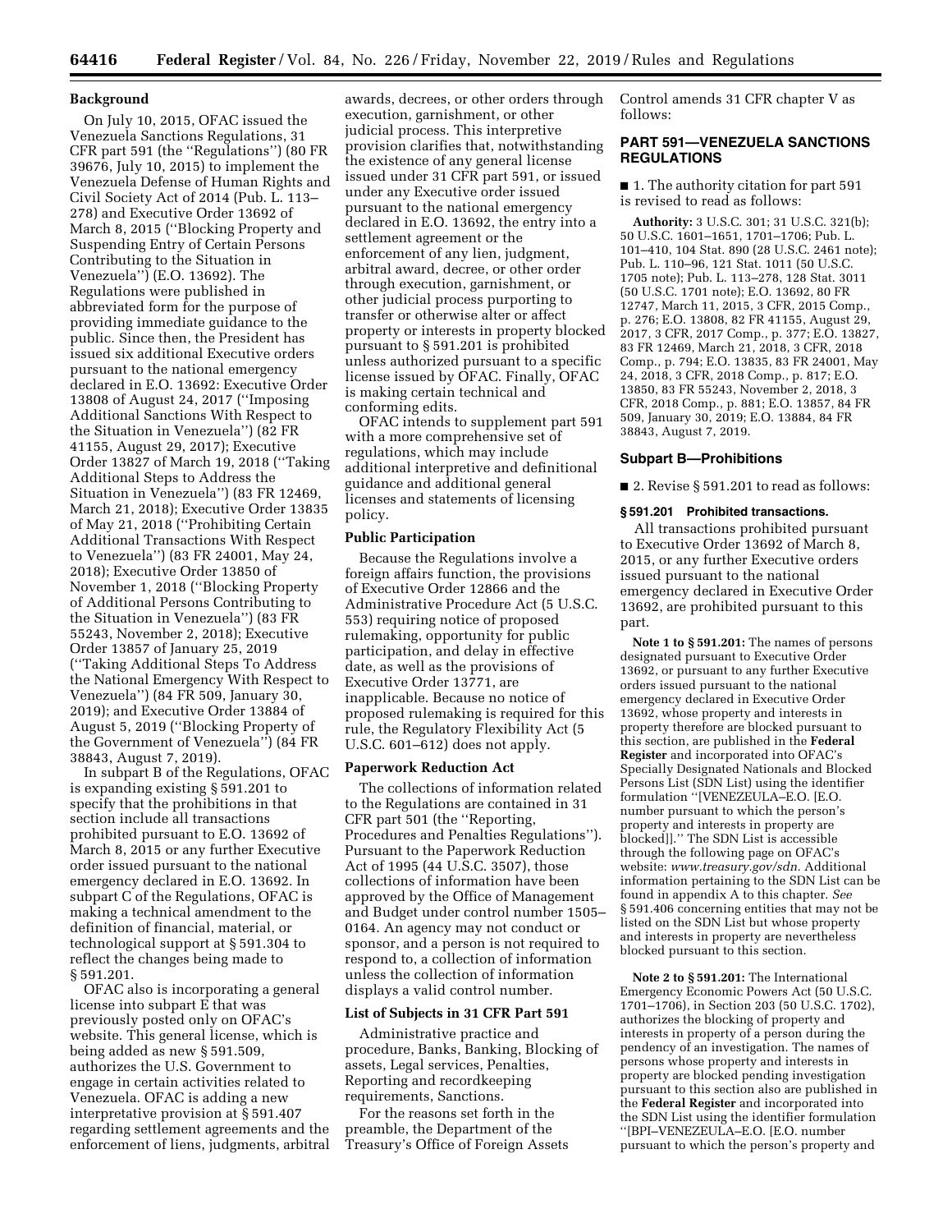## Background

On July 10, 2015, OFAC issued the Venezuela Sanctions Regulations, 31 CFR part 591 (the ''Regulations'') (80 FR 39676, July 10, 2015) to implement the Venezuela Defense of Human Rights and Civil Society Act of 2014 (Pub. L. 113–278) and Executive Order 13692 of March 8, 2015 (''Blocking Property and Suspending Entry of Certain Persons Contributing to the Situation in Venezuela'') (E.O. 13692). The Regulations were published in abbreviated form for the purpose of providing immediate guidance to the public. Since then, the President has issued six additional Executive orders pursuant to the national emergency declared in E.O. 13692: Executive Order 13808 of August 24, 2017 (''Imposing Additional Sanctions With Respect to the Situation in Venezuela'') (82 FR 41155, August 29, 2017); Executive Order 13827 of March 19, 2018 (''Taking Additional Steps to Address the Situation in Venezuela'') (83 FR 12469, March 21, 2018); Executive Order 13835 of May 21, 2018 (''Prohibiting Certain Additional Transactions With Respect to Venezuela'') (83 FR 24001, May 24, 2018); Executive Order 13850 of November 1, 2018 (''Blocking Property of Additional Persons Contributing to the Situation in Venezuela'') (83 FR 55243, November 2, 2018); Executive Order 13857 of January 25, 2019 (''Taking Additional Steps To Address the National Emergency With Respect to Venezuela'') (84 FR 509, January 30, 2019); and Executive Order 13884 of August 5, 2019 (''Blocking Property of the Government of Venezuela'') (84 FR 38843, August 7, 2019).

In subpart B of the Regulations, OFAC is expanding existing § 591.201 to specify that the prohibitions in that section include all transactions prohibited pursuant to E.O. 13692 of March 8, 2015 or any further Executive order issued pursuant to the national emergency declared in E.O. 13692. In subpart C of the Regulations, OFAC is making a technical amendment to the definition of financial, material, or technological support at § 591.304 to reflect the changes being made to § 591.201.

OFAC also is incorporating a general license into subpart E that was previously posted only on OFAC's website. This general license, which is being added as new § 591.509, authorizes the U.S. Government to engage in certain activities related to Venezuela. OFAC is adding a new interpretative provision at § 591.407 regarding settlement agreements and the enforcement of liens, judgments, arbitral awards, decrees, or other orders through execution, garnishment, or other judicial process. This interpretive provision clarifies that, notwithstanding the existence of any general license issued under 31 CFR part 591, or issued under any Executive order issued pursuant to the national emergency declared in E.O. 13692, the entry into a settlement agreement or the enforcement of any lien, judgment, arbitral award, decree, or other order through execution, garnishment, or other judicial process purporting to transfer or otherwise alter or affect property or interests in property blocked pursuant to § 591.201 is prohibited unless authorized pursuant to a specific license issued by OFAC. Finally, OFAC is making certain technical and conforming edits.

OFAC intends to supplement part 591 with a more comprehensive set of regulations, which may include additional interpretive and definitional guidance and additional general licenses and statements of licensing policy.

## Public Participation

Because the Regulations involve a foreign affairs function, the provisions of Executive Order 12866 and the Administrative Procedure Act (5 U.S.C. 553) requiring notice of proposed rulemaking, opportunity for public participation, and delay in effective date, as well as the provisions of Executive Order 13771, are inapplicable. Because no notice of proposed rulemaking is required for this rule, the Regulatory Flexibility Act (5 U.S.C. 601–612) does not apply.

## Paperwork Reduction Act

The collections of information related to the Regulations are contained in 31 CFR part 501 (the ''Reporting, Procedures and Penalties Regulations''). Pursuant to the Paperwork Reduction Act of 1995 (44 U.S.C. 3507), those collections of information have been approved by the Office of Management and Budget under control number 1505–0164. An agency may not conduct or sponsor, and a person is not required to respond to, a collection of information unless the collection of information displays a valid control number.

## List of Subjects in 31 CFR Part 591

Administrative practice and procedure, Banks, Banking, Blocking of assets, Legal services, Penalties, Reporting and recordkeeping requirements, Sanctions.

For the reasons set forth in the preamble, the Department of the Treasury's Office of Foreign Assets Control amends 31 CFR chapter V as follows:

## PART 591—VENEZUELA SANCTIONS REGULATIONS

■ 1. The authority citation for part 591 is revised to read as follows:

**Authority:** 3 U.S.C. 301; 31 U.S.C. 321(b); 50 U.S.C. 1601–1651, 1701–1706; Pub. L. 101–410, 104 Stat. 890 (28 U.S.C. 2461 note); Pub. L. 110–96, 121 Stat. 1011 (50 U.S.C. 1705 note); Pub. L. 113–278, 128 Stat. 3011 (50 U.S.C. 1701 note); E.O. 13692, 80 FR 12747, March 11, 2015, 3 CFR, 2015 Comp., p. 276; E.O. 13808, 82 FR 41155, August 29, 2017, 3 CFR, 2017 Comp., p. 377; E.O. 13827, 83 FR 12469, March 21, 2018, 3 CFR, 2018 Comp., p. 794; E.O. 13835, 83 FR 24001, May 24, 2018, 3 CFR, 2018 Comp., p. 817; E.O. 13850, 83 FR 55243, November 2, 2018, 3 CFR, 2018 Comp., p. 881; E.O. 13857, 84 FR 509, January 30, 2019; E.O. 13884, 84 FR 38843, August 7, 2019.

### Subpart B—Prohibitions

■ 2. Revise § 591.201 to read as follows:

#### § 591.201 Prohibited transactions.

All transactions prohibited pursuant to Executive Order 13692 of March 8, 2015, or any further Executive orders issued pursuant to the national emergency declared in Executive Order 13692, are prohibited pursuant to this part.

**Note 1 to § 591.201:** The names of persons designated pursuant to Executive Order 13692, or pursuant to any further Executive orders issued pursuant to the national emergency declared in Executive Order 13692, whose property and interests in property therefore are blocked pursuant to this section, are published in the **Federal Register** and incorporated into OFAC's Specially Designated Nationals and Blocked Persons List (SDN List) using the identifier formulation ''[VENEZUELA–E.O. [E.O. number pursuant to which the person's property and interests in property are blocked]].'' The SDN List is accessible through the following page on OFAC's website: *www.treasury.gov/sdn.* Additional information pertaining to the SDN List can be found in appendix A to this chapter. *See* § 591.406 concerning entities that may not be listed on the SDN List but whose property and interests in property are nevertheless blocked pursuant to this section.

**Note 2 to § 591.201:** The International Emergency Economic Powers Act (50 U.S.C. 1701–1706), in Section 203 (50 U.S.C. 1702), authorizes the blocking of property and interests in property of a person during the pendency of an investigation. The names of persons whose property and interests in property are blocked pending investigation pursuant to this section also are published in the **Federal Register** and incorporated into the SDN List using the identifier formulation ''[BPI–VENEZUELA–E.O. [E.O. number pursuant to which the person's property and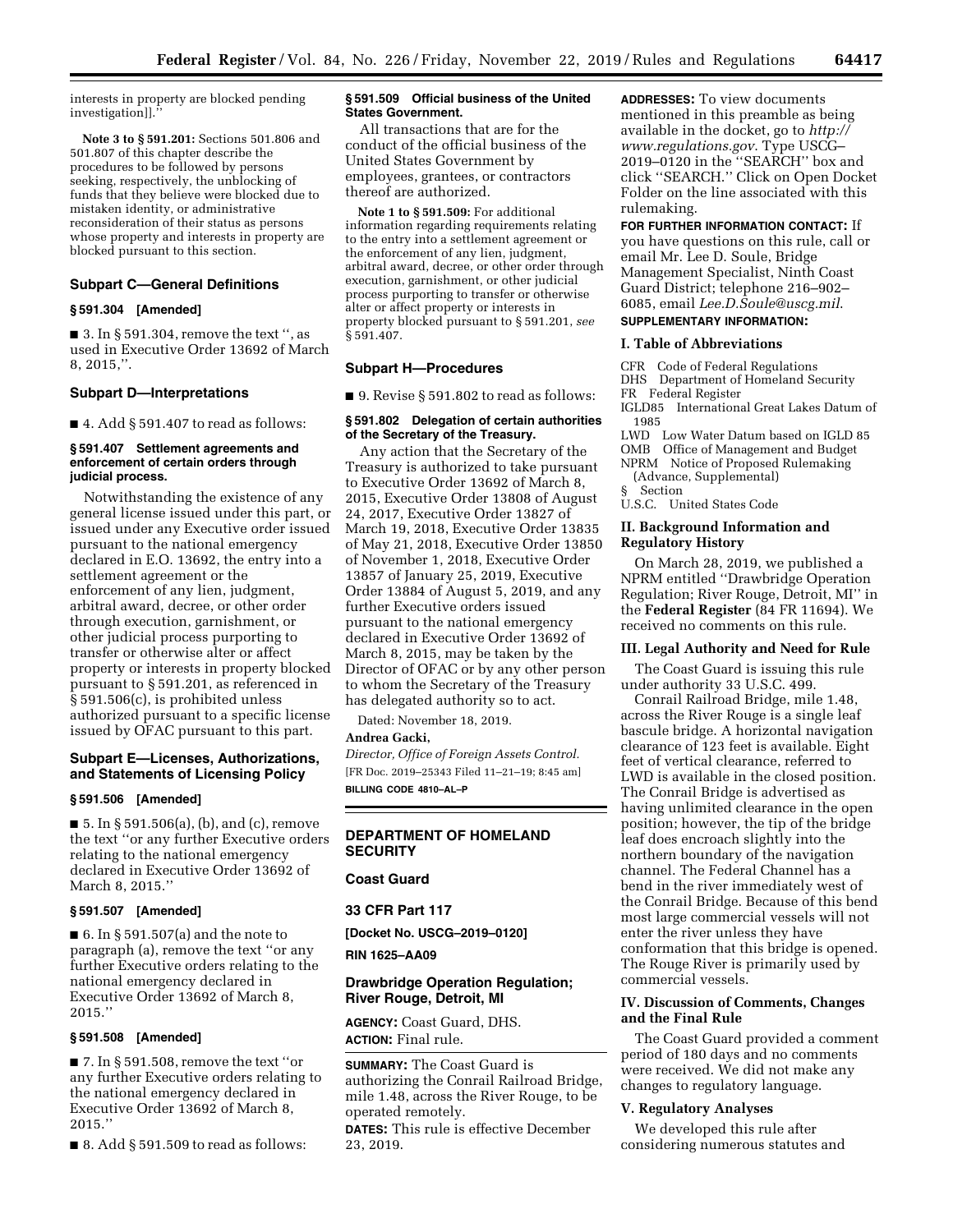interests in property are blocked pending investigation]].''

**Note 3 to § 591.201:** Sections 501.806 and 501.807 of this chapter describe the procedures to be followed by persons seeking, respectively, the unblocking of funds that they believe were blocked due to mistaken identity, or administrative reconsideration of their status as persons whose property and interests in property are blocked pursuant to this section.

### Subpart C—General Definitions

#### § 591.304 [Amended]

■ 3. In § 591.304, remove the text '', as used in Executive Order 13692 of March 8, 2015,''.

### Subpart D—Interpretations

■ 4. Add § 591.407 to read as follows:

#### § 591.407 Settlement agreements and enforcement of certain orders through judicial process.

Notwithstanding the existence of any general license issued under this part, or issued under any Executive order issued pursuant to the national emergency declared in E.O. 13692, the entry into a settlement agreement or the enforcement of any lien, judgment, arbitral award, decree, or other order through execution, garnishment, or other judicial process purporting to transfer or otherwise alter or affect property or interests in property blocked pursuant to § 591.201, as referenced in § 591.506(c), is prohibited unless authorized pursuant to a specific license issued by OFAC pursuant to this part.

### Subpart E—Licenses, Authorizations, and Statements of Licensing Policy

#### § 591.506 [Amended]

■ 5. In § 591.506(a), (b), and (c), remove the text ''or any further Executive orders relating to the national emergency declared in Executive Order 13692 of March 8, 2015.''

#### § 591.507 [Amended]

■ 6. In § 591.507(a) and the note to paragraph (a), remove the text ''or any further Executive orders relating to the national emergency declared in Executive Order 13692 of March 8, 2015.''

#### § 591.508 [Amended]

■ 7. In § 591.508, remove the text ''or any further Executive orders relating to the national emergency declared in Executive Order 13692 of March 8, 2015.''

■ 8. Add § 591.509 to read as follows:

#### § 591.509 Official business of the United States Government.

All transactions that are for the conduct of the official business of the United States Government by employees, grantees, or contractors thereof are authorized.

**Note 1 to § 591.509:** For additional information regarding requirements relating to the entry into a settlement agreement or the enforcement of any lien, judgment, arbitral award, decree, or other order through execution, garnishment, or other judicial process purporting to transfer or otherwise alter or affect property or interests in property blocked pursuant to § 591.201, *see* § 591.407.

### Subpart H—Procedures

■ 9. Revise § 591.802 to read as follows:

#### § 591.802 Delegation of certain authorities of the Secretary of the Treasury.

Any action that the Secretary of the Treasury is authorized to take pursuant to Executive Order 13692 of March 8, 2015, Executive Order 13808 of August 24, 2017, Executive Order 13827 of March 19, 2018, Executive Order 13835 of May 21, 2018, Executive Order 13850 of November 1, 2018, Executive Order 13857 of January 25, 2019, Executive Order 13884 of August 5, 2019, and any further Executive orders issued pursuant to the national emergency declared in Executive Order 13692 of March 8, 2015, may be taken by the Director of OFAC or by any other person to whom the Secretary of the Treasury has delegated authority so to act.

Dated: November 18, 2019.

**Andrea Gacki,**

*Director, Office of Foreign Assets Control.*

[FR Doc. 2019–25343 Filed 11–21–19; 8:45 am]

**BILLING CODE 4810–AL–P**

---

## DEPARTMENT OF HOMELAND SECURITY

### Coast Guard

### 33 CFR Part 117

**[Docket No. USCG–2019–0120]**

**RIN 1625–AA09**

## Drawbridge Operation Regulation; River Rouge, Detroit, MI

**AGENCY:** Coast Guard, DHS.

**ACTION:** Final rule.

**SUMMARY:** The Coast Guard is authorizing the Conrail Railroad Bridge, mile 1.48, across the River Rouge, to be operated remotely.

**DATES:** This rule is effective December 23, 2019.

**ADDRESSES:** To view documents mentioned in this preamble as being available in the docket, go to *http://www.regulations.gov*. Type USCG–2019–0120 in the ''SEARCH'' box and click ''SEARCH.'' Click on Open Docket Folder on the line associated with this rulemaking.

**FOR FURTHER INFORMATION CONTACT:** If you have questions on this rule, call or email Mr. Lee D. Soule, Bridge Management Specialist, Ninth Coast Guard District; telephone 216–902–6085, email *Lee.D.Soule@uscg.mil*.

**SUPPLEMENTARY INFORMATION:**

### I. Table of Abbreviations

CFR Code of Federal Regulations
DHS Department of Homeland Security
FR Federal Register
IGLD85 International Great Lakes Datum of 1985
LWD Low Water Datum based on IGLD 85
OMB Office of Management and Budget
NPRM Notice of Proposed Rulemaking (Advance, Supplemental)
§ Section
U.S.C. United States Code

### II. Background Information and Regulatory History

On March 28, 2019, we published a NPRM entitled ''Drawbridge Operation Regulation; River Rouge, Detroit, MI'' in the **Federal Register** (84 FR 11694). We received no comments on this rule.

### III. Legal Authority and Need for Rule

The Coast Guard is issuing this rule under authority 33 U.S.C. 499.

Conrail Railroad Bridge, mile 1.48, across the River Rouge is a single leaf bascule bridge. A horizontal navigation clearance of 123 feet is available. Eight feet of vertical clearance, referred to LWD is available in the closed position. The Conrail Bridge is advertised as having unlimited clearance in the open position; however, the tip of the bridge leaf does encroach slightly into the northern boundary of the navigation channel. The Federal Channel has a bend in the river immediately west of the Conrail Bridge. Because of this bend most large commercial vessels will not enter the river unless they have conformation that this bridge is opened. The Rouge River is primarily used by commercial vessels.

### IV. Discussion of Comments, Changes and the Final Rule

The Coast Guard provided a comment period of 180 days and no comments were received. We did not make any changes to regulatory language.

### V. Regulatory Analyses

We developed this rule after considering numerous statutes and